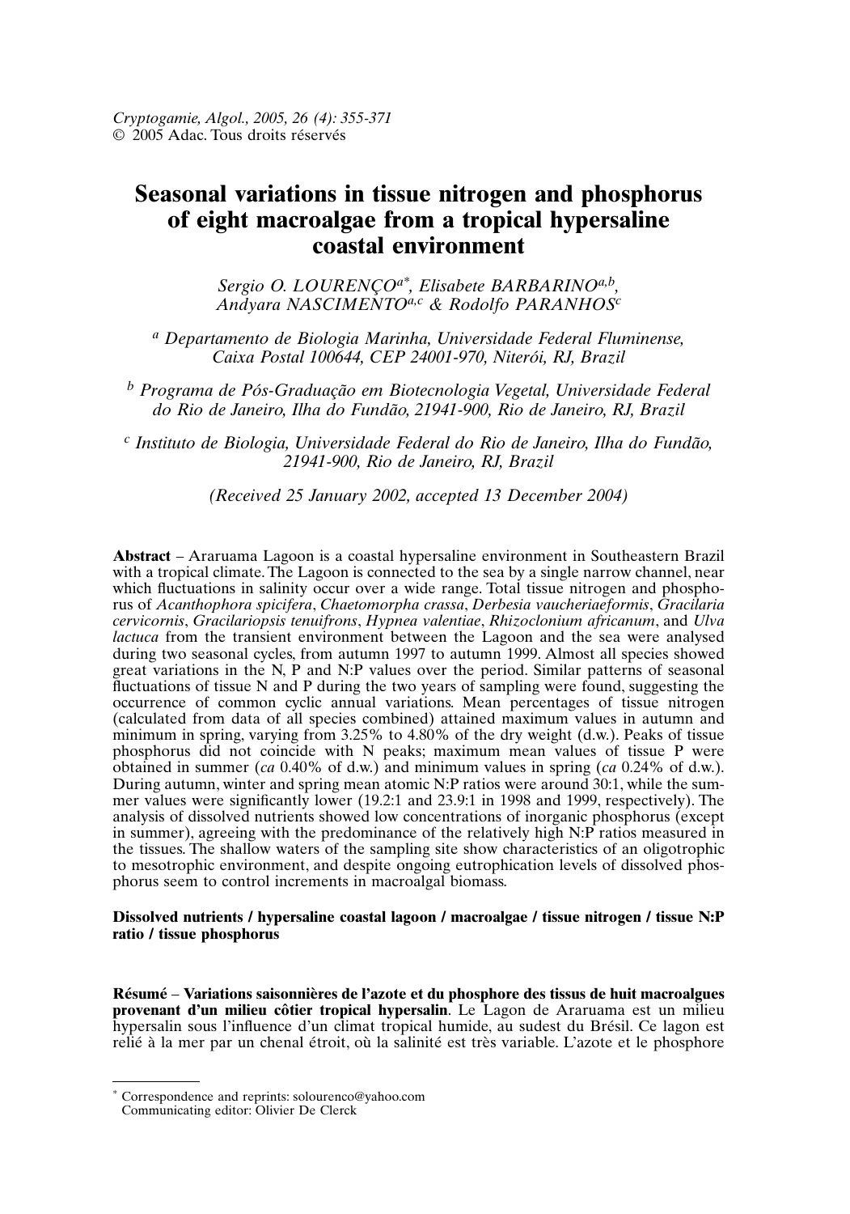# Seasonal variations in tissue nitrogen and phosphorus of eight macroalgae from a tropical hypersaline coastal environment

*Sergio O. LOURENÇO*[a*], *Elisabete BARBARINO*[a,b], *Andyara NASCIMENTO*[a,c] & *Rodolfo PARANHOS*[c]

[a] *Departamento de Biologia Marinha, Universidade Federal Fluminense, Caixa Postal 100644, CEP 24001-970, Niterói, RJ, Brazil*

[b] *Programa de Pós-Graduação em Biotecnologia Vegetal, Universidade Federal do Rio de Janeiro, Ilha do Fundão, 21941-900, Rio de Janeiro, RJ, Brazil*

[c] *Instituto de Biologia, Universidade Federal do Rio de Janeiro, Ilha do Fundão, 21941-900, Rio de Janeiro, RJ, Brazil*

*(Received 25 January 2002, accepted 13 December 2004)*

**Abstract** – Araruama Lagoon is a coastal hypersaline environment in Southeastern Brazil with a tropical climate. The Lagoon is connected to the sea by a single narrow channel, near which fluctuations in salinity occur over a wide range. Total tissue nitrogen and phosphorus of *Acanthophora spicifera*, *Chaetomorpha crassa*, *Derbesia vaucheriaeformis*, *Gracilaria cervicornis*, *Gracilariopsis tenuifrons*, *Hypnea valentiae*, *Rhizoclonium africanum*, and *Ulva lactuca* from the transient environment between the Lagoon and the sea were analysed during two seasonal cycles, from autumn 1997 to autumn 1999. Almost all species showed great variations in the N, P and N:P values over the period. Similar patterns of seasonal fluctuations of tissue N and P during the two years of sampling were found, suggesting the occurrence of common cyclic annual variations. Mean percentages of tissue nitrogen (calculated from data of all species combined) attained maximum values in autumn and minimum in spring, varying from 3.25% to 4.80% of the dry weight (d.w.). Peaks of tissue phosphorus did not coincide with N peaks; maximum mean values of tissue P were obtained in summer (*ca* 0.40% of d.w.) and minimum values in spring (*ca* 0.24% of d.w.). During autumn, winter and spring mean atomic N:P ratios were around 30:1, while the summer values were significantly lower (19.2:1 and 23.9:1 in 1998 and 1999, respectively). The analysis of dissolved nutrients showed low concentrations of inorganic phosphorus (except in summer), agreeing with the predominance of the relatively high N:P ratios measured in the tissues. The shallow waters of the sampling site show characteristics of an oligotrophic to mesotrophic environment, and despite ongoing eutrophication levels of dissolved phosphorus seem to control increments in macroalgal biomass.

**Dissolved nutrients / hypersaline coastal lagoon / macroalgae / tissue nitrogen / tissue N:P ratio / tissue phosphorus**

**Résumé** – **Variations saisonnières de l'azote et du phosphore des tissus de huit macroalgues provenant d'un milieu côtier tropical hypersalin**. Le Lagon de Araruama est un milieu hypersalin sous l'influence d'un climat tropical humide, au sudest du Brésil. Ce lagon est relié à la mer par un chenal étroit, où la salinité est très variable. L'azote et le phosphore

---

[*] Correspondence and reprints: solourenco@yahoo.com
Communicating editor: Olivier De Clerck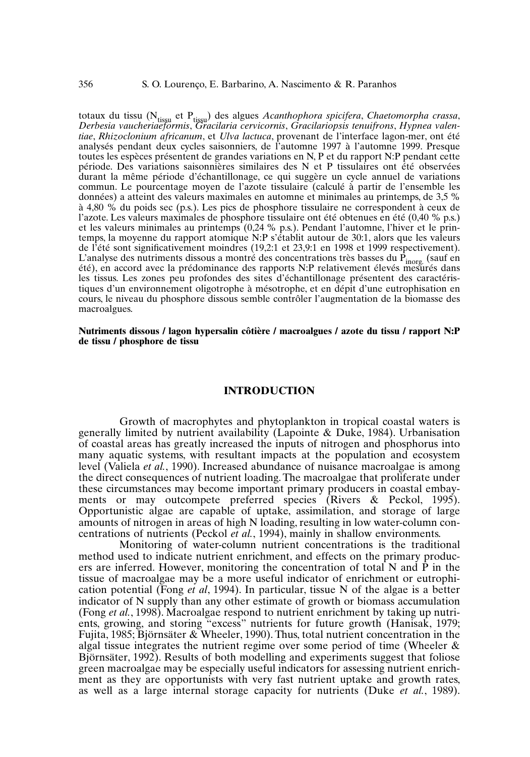totaux du tissu ($N_{tissu}$ et $P_{tissu}$) des algues *Acanthophora spicifera*, *Chaetomorpha crassa*, *Derbesia vaucheriaeformis*, *Gracilaria cervicornis*, *Gracilariopsis tenuifrons*, *Hypnea valentiae*, *Rhizoclonium africanum*, et *Ulva lactuca*, provenant de l'interface lagon-mer, ont été analysés pendant deux cycles saisonniers, de l'automne 1997 à l'automne 1999. Presque toutes les espèces présentent de grandes variations en N, P et du rapport N:P pendant cette période. Des variations saisonnières similaires des N et P tissulaires ont été observées durant la même période d'échantillonage, ce qui suggère un cycle annuel de variations commun. Le pourcentage moyen de l'azote tissulaire (calculé à partir de l'ensemble les données) a atteint des valeurs maximales en automne et minimales au printemps, de 3,5 % à 4,80 % du poids sec (p.s.). Les pics de phosphore tissulaire ne correspondent à ceux de l'azote. Les valeurs maximales de phosphore tissulaire ont été obtenues en été (0,40 % p.s.) et les valeurs minimales au printemps (0,24 % p.s.). Pendant l'automne, l'hiver et le printemps, la moyenne du rapport atomique N:P s'établit autour de 30:1, alors que les valeurs de l'été sont significativement moindres (19,2:1 et 23,9:1 en 1998 et 1999 respectivement). L'analyse des nutriments dissous a montré des concentrations très basses du $P_{inorg.}$ (sauf en été), en accord avec la prédominance des rapports N:P relativement élevés mesurés dans les tissus. Les zones peu profondes des sites d'échantillonage présentent des caractéristiques d'un environnement oligotrophe à mésotrophe, et en dépit d'une eutrophisation en cours, le niveau du phosphore dissous semble contrôler l'augmentation de la biomasse des macroalgues.

**Nutriments dissous / lagon hypersalin côtière / macroalgues / azote du tissu / rapport N:P de tissu / phosphore de tissu**

## INTRODUCTION

Growth of macrophytes and phytoplankton in tropical coastal waters is generally limited by nutrient availability (Lapointe & Duke, 1984). Urbanisation of coastal areas has greatly increased the inputs of nitrogen and phosphorus into many aquatic systems, with resultant impacts at the population and ecosystem level (Valiela *et al.*, 1990). Increased abundance of nuisance macroalgae is among the direct consequences of nutrient loading. The macroalgae that proliferate under these circumstances may become important primary producers in coastal embayments or may outcompete preferred species (Rivers & Peckol, 1995). Opportunistic algae are capable of uptake, assimilation, and storage of large amounts of nitrogen in areas of high N loading, resulting in low water-column concentrations of nutrients (Peckol *et al.*, 1994), mainly in shallow environments.

Monitoring of water-column nutrient concentrations is the traditional method used to indicate nutrient enrichment, and effects on the primary producers are inferred. However, monitoring the concentration of total N and P in the tissue of macroalgae may be a more useful indicator of enrichment or eutrophication potential (Fong *et al*, 1994). In particular, tissue N of the algae is a better indicator of N supply than any other estimate of growth or biomass accumulation (Fong *et al.*, 1998). Macroalgae respond to nutrient enrichment by taking up nutrients, growing, and storing "excess" nutrients for future growth (Hanisak, 1979; Fujita, 1985; Björnsäter & Wheeler, 1990). Thus, total nutrient concentration in the algal tissue integrates the nutrient regime over some period of time (Wheeler & Björnsäter, 1992). Results of both modelling and experiments suggest that foliose green macroalgae may be especially useful indicators for assessing nutrient enrichment as they are opportunists with very fast nutrient uptake and growth rates, as well as a large internal storage capacity for nutrients (Duke *et al.*, 1989).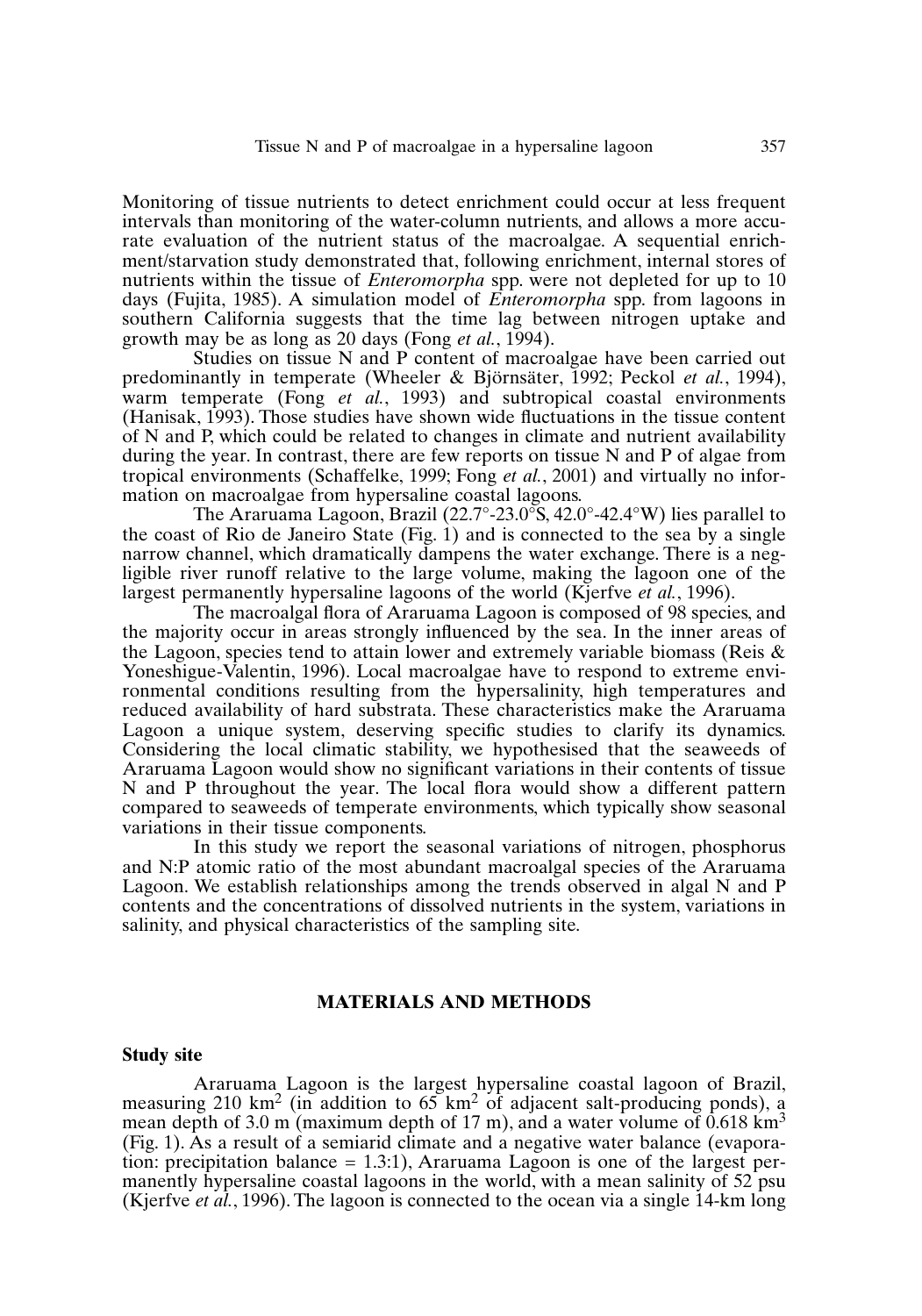Monitoring of tissue nutrients to detect enrichment could occur at less frequent intervals than monitoring of the water-column nutrients, and allows a more accurate evaluation of the nutrient status of the macroalgae. A sequential enrichment/starvation study demonstrated that, following enrichment, internal stores of nutrients within the tissue of *Enteromorpha* spp. were not depleted for up to 10 days (Fujita, 1985). A simulation model of *Enteromorpha* spp. from lagoons in southern California suggests that the time lag between nitrogen uptake and growth may be as long as 20 days (Fong *et al.*, 1994).

Studies on tissue N and P content of macroalgae have been carried out predominantly in temperate (Wheeler & Björnsäter, 1992; Peckol *et al.*, 1994), warm temperate (Fong *et al.*, 1993) and subtropical coastal environments (Hanisak, 1993). Those studies have shown wide fluctuations in the tissue content of N and P, which could be related to changes in climate and nutrient availability during the year. In contrast, there are few reports on tissue N and P of algae from tropical environments (Schaffelke, 1999; Fong *et al.*, 2001) and virtually no information on macroalgae from hypersaline coastal lagoons.

The Araruama Lagoon, Brazil (22.7°-23.0°S, 42.0°-42.4°W) lies parallel to the coast of Rio de Janeiro State (Fig. 1) and is connected to the sea by a single narrow channel, which dramatically dampens the water exchange. There is a negligible river runoff relative to the large volume, making the lagoon one of the largest permanently hypersaline lagoons of the world (Kjerfve *et al.*, 1996).

The macroalgal flora of Araruama Lagoon is composed of 98 species, and the majority occur in areas strongly influenced by the sea. In the inner areas of the Lagoon, species tend to attain lower and extremely variable biomass (Reis & Yoneshigue-Valentin, 1996). Local macroalgae have to respond to extreme environmental conditions resulting from the hypersalinity, high temperatures and reduced availability of hard substrata. These characteristics make the Araruama Lagoon a unique system, deserving specific studies to clarify its dynamics. Considering the local climatic stability, we hypothesised that the seaweeds of Araruama Lagoon would show no significant variations in their contents of tissue N and P throughout the year. The local flora would show a different pattern compared to seaweeds of temperate environments, which typically show seasonal variations in their tissue components.

In this study we report the seasonal variations of nitrogen, phosphorus and N:P atomic ratio of the most abundant macroalgal species of the Araruama Lagoon. We establish relationships among the trends observed in algal N and P contents and the concentrations of dissolved nutrients in the system, variations in salinity, and physical characteristics of the sampling site.

## MATERIALS AND METHODS

### Study site

Araruama Lagoon is the largest hypersaline coastal lagoon of Brazil, measuring 210 $km^2$ (in addition to 65 $km^2$ of adjacent salt-producing ponds), a mean depth of 3.0 m (maximum depth of 17 m), and a water volume of 0.618 $km^3$ (Fig. 1). As a result of a semiarid climate and a negative water balance (evaporation: precipitation balance = 1.3:1), Araruama Lagoon is one of the largest permanently hypersaline coastal lagoons in the world, with a mean salinity of 52 psu (Kjerfve *et al.*, 1996). The lagoon is connected to the ocean via a single 14-km long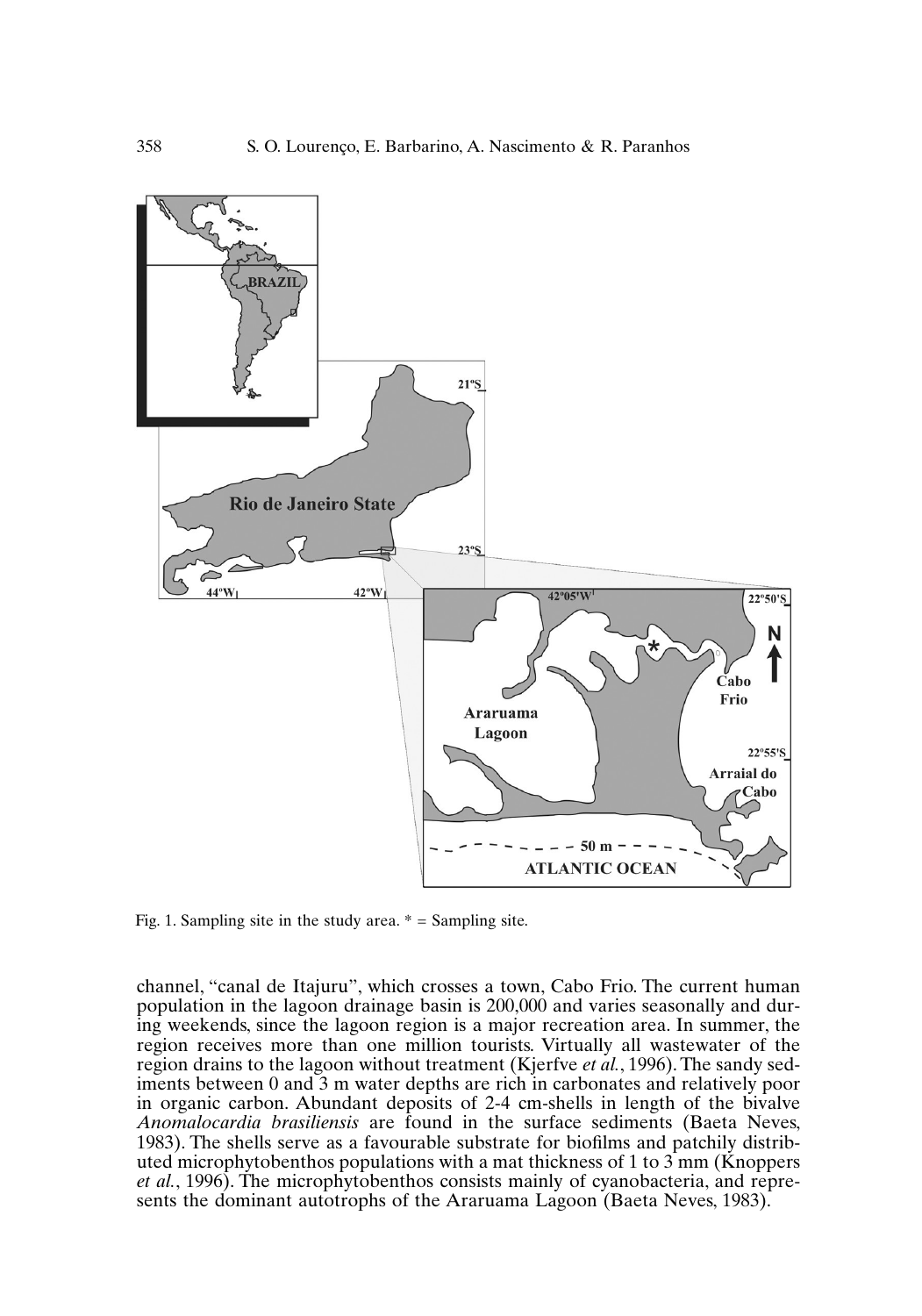Fig. 1. Sampling site in the study area. * = Sampling site.

channel, "canal de Itajuru", which crosses a town, Cabo Frio. The current human population in the lagoon drainage basin is 200,000 and varies seasonally and during weekends, since the lagoon region is a major recreation area. In summer, the region receives more than one million tourists. Virtually all wastewater of the region drains to the lagoon without treatment (Kjerfve *et al.*, 1996). The sandy sediments between 0 and 3 m water depths are rich in carbonates and relatively poor in organic carbon. Abundant deposits of 2-4 cm-shells in length of the bivalve *Anomalocardia brasiliensis* are found in the surface sediments (Baeta Neves, 1983). The shells serve as a favourable substrate for biofilms and patchily distributed microphytobenthos populations with a mat thickness of 1 to 3 mm (Knoppers *et al.*, 1996). The microphytobenthos consists mainly of cyanobacteria, and represents the dominant autotrophs of the Araruama Lagoon (Baeta Neves, 1983).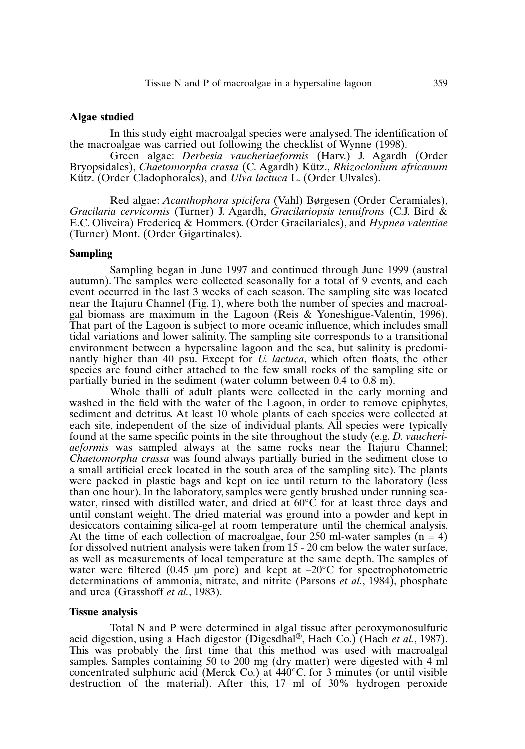### Algae studied

In this study eight macroalgal species were analysed. The identification of the macroalgae was carried out following the checklist of Wynne (1998).

Green algae: *Derbesia vaucheriaeformis* (Harv.) J. Agardh (Order Bryopsidales), *Chaetomorpha crassa* (C. Agardh) Kütz., *Rhizoclonium africanum* Kütz. (Order Cladophorales), and *Ulva lactuca* L. (Order Ulvales).

Red algae: *Acanthophora spicifera* (Vahl) Børgesen (Order Ceramiales), *Gracilaria cervicornis* (Turner) J. Agardh, *Gracilariopsis tenuifrons* (C.J. Bird & E.C. Oliveira) Fredericq & Hommers. (Order Gracilariales), and *Hypnea valentiae* (Turner) Mont. (Order Gigartinales).

### Sampling

Sampling began in June 1997 and continued through June 1999 (austral autumn). The samples were collected seasonally for a total of 9 events, and each event occurred in the last 3 weeks of each season. The sampling site was located near the Itajuru Channel (Fig. 1), where both the number of species and macroalgal biomass are maximum in the Lagoon (Reis & Yoneshigue-Valentin, 1996). That part of the Lagoon is subject to more oceanic influence, which includes small tidal variations and lower salinity. The sampling site corresponds to a transitional environment between a hypersaline lagoon and the sea, but salinity is predominantly higher than 40 psu. Except for *U. lactuca*, which often floats, the other species are found either attached to the few small rocks of the sampling site or partially buried in the sediment (water column between 0.4 to 0.8 m).

Whole thalli of adult plants were collected in the early morning and washed in the field with the water of the Lagoon, in order to remove epiphytes, sediment and detritus. At least 10 whole plants of each species were collected at each site, independent of the size of individual plants. All species were typically found at the same specific points in the site throughout the study (e.g. *D. vaucheriaeformis* was sampled always at the same rocks near the Itajuru Channel; *Chaetomorpha crassa* was found always partially buried in the sediment close to a small artificial creek located in the south area of the sampling site). The plants were packed in plastic bags and kept on ice until return to the laboratory (less than one hour). In the laboratory, samples were gently brushed under running seawater, rinsed with distilled water, and dried at 60°C for at least three days and until constant weight. The dried material was ground into a powder and kept in desiccators containing silica-gel at room temperature until the chemical analysis. At the time of each collection of macroalgae, four 250 ml-water samples ($n = 4$) for dissolved nutrient analysis were taken from 15 - 20 cm below the water surface, as well as measurements of local temperature at the same depth. The samples of water were filtered (0.45 µm pore) and kept at –20°C for spectrophotometric determinations of ammonia, nitrate, and nitrite (Parsons *et al.*, 1984), phosphate and urea (Grasshoff *et al.*, 1983).

### Tissue analysis

Total N and P were determined in algal tissue after peroxymonosulfuric acid digestion, using a Hach digestor (Digesdhal®, Hach Co.) (Hach *et al.*, 1987). This was probably the first time that this method was used with macroalgal samples. Samples containing 50 to 200 mg (dry matter) were digested with 4 ml concentrated sulphuric acid (Merck Co.) at 440°C, for 3 minutes (or until visible destruction of the material). After this, 17 ml of 30% hydrogen peroxide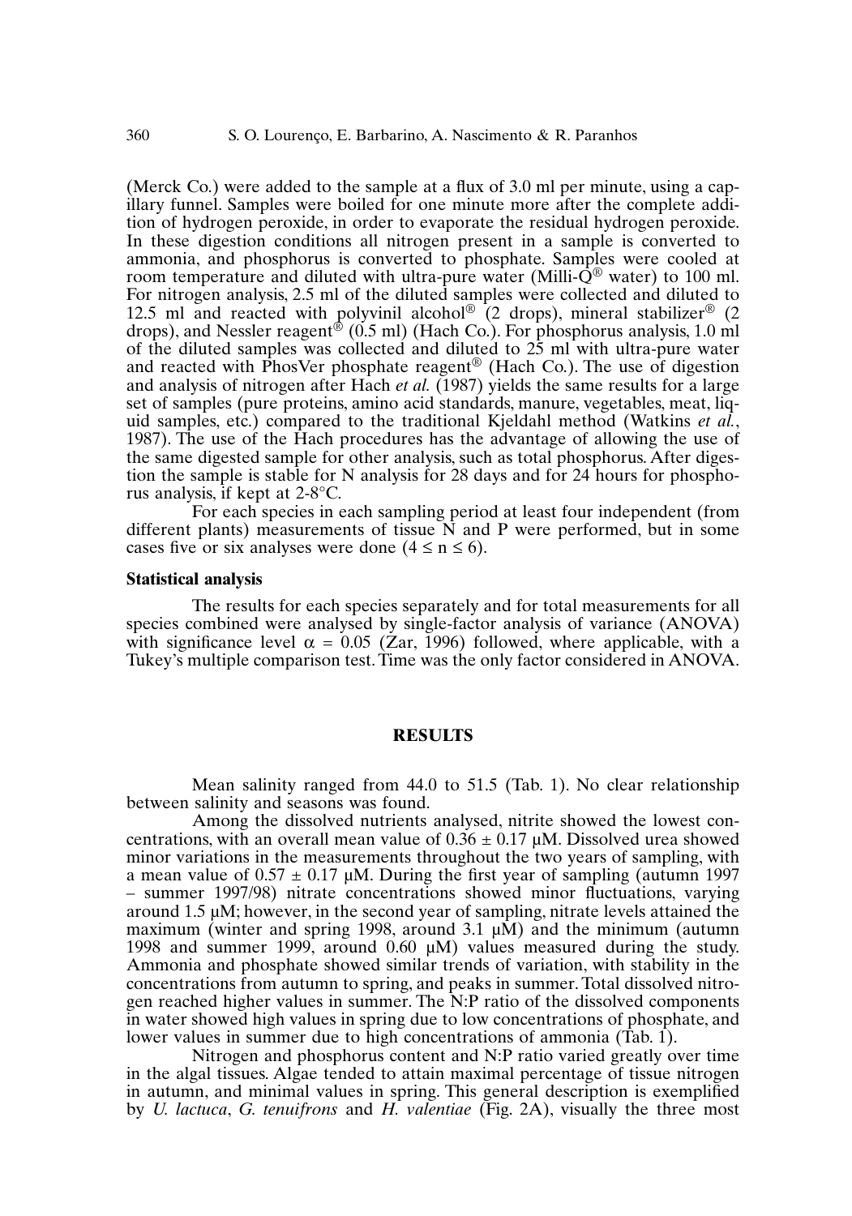(Merck Co.) were added to the sample at a flux of 3.0 ml per minute, using a capillary funnel. Samples were boiled for one minute more after the complete addition of hydrogen peroxide, in order to evaporate the residual hydrogen peroxide. In these digestion conditions all nitrogen present in a sample is converted to ammonia, and phosphorus is converted to phosphate. Samples were cooled at room temperature and diluted with ultra-pure water (Milli-Q® water) to 100 ml. For nitrogen analysis, 2.5 ml of the diluted samples were collected and diluted to 12.5 ml and reacted with polyvinil alcohol® (2 drops), mineral stabilizer® (2 drops), and Nessler reagent® (0.5 ml) (Hach Co.). For phosphorus analysis, 1.0 ml of the diluted samples was collected and diluted to 25 ml with ultra-pure water and reacted with PhosVer phosphate reagent® (Hach Co.). The use of digestion and analysis of nitrogen after Hach *et al.* (1987) yields the same results for a large set of samples (pure proteins, amino acid standards, manure, vegetables, meat, liquid samples, etc.) compared to the traditional Kjeldahl method (Watkins *et al.*, 1987). The use of the Hach procedures has the advantage of allowing the use of the same digested sample for other analysis, such as total phosphorus. After digestion the sample is stable for N analysis for 28 days and for 24 hours for phosphorus analysis, if kept at 2-8°C.

For each species in each sampling period at least four independent (from different plants) measurements of tissue N and P were performed, but in some cases five or six analyses were done ($4 \leq n \leq 6$).

### Statistical analysis

The results for each species separately and for total measurements for all species combined were analysed by single-factor analysis of variance (ANOVA) with significance level $\alpha = 0.05$ (Zar, 1996) followed, where applicable, with a Tukey's multiple comparison test. Time was the only factor considered in ANOVA.

## RESULTS

Mean salinity ranged from 44.0 to 51.5 (Tab. 1). No clear relationship between salinity and seasons was found.

Among the dissolved nutrients analysed, nitrite showed the lowest concentrations, with an overall mean value of $0.36 \pm 0.17$ µM. Dissolved urea showed minor variations in the measurements throughout the two years of sampling, with a mean value of $0.57 \pm 0.17$ µM. During the first year of sampling (autumn 1997 – summer 1997/98) nitrate concentrations showed minor fluctuations, varying around 1.5 µM; however, in the second year of sampling, nitrate levels attained the maximum (winter and spring 1998, around 3.1 µM) and the minimum (autumn 1998 and summer 1999, around 0.60 µM) values measured during the study. Ammonia and phosphate showed similar trends of variation, with stability in the concentrations from autumn to spring, and peaks in summer. Total dissolved nitrogen reached higher values in summer. The N:P ratio of the dissolved components in water showed high values in spring due to low concentrations of phosphate, and lower values in summer due to high concentrations of ammonia (Tab. 1).

Nitrogen and phosphorus content and N:P ratio varied greatly over time in the algal tissues. Algae tended to attain maximal percentage of tissue nitrogen in autumn, and minimal values in spring. This general description is exemplified by *U. lactuca*, *G. tenuifrons* and *H. valentiae* (Fig. 2A), visually the three most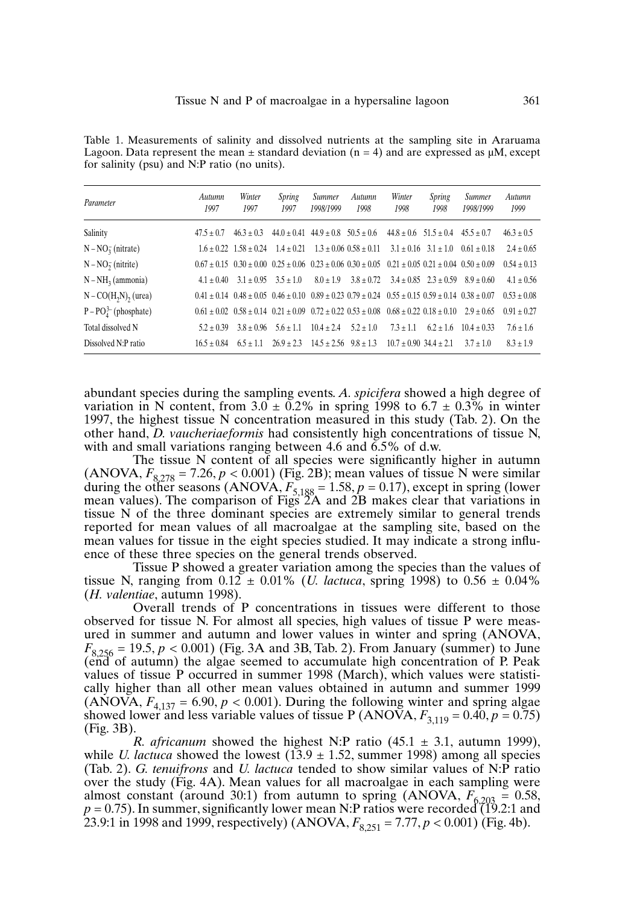Table 1. Measurements of salinity and dissolved nutrients at the sampling site in Araruama Lagoon. Data represent the mean ± standard deviation (n = 4) and are expressed as µM, except for salinity (psu) and N:P ratio (no units).

| *Parameter* | *Autumn 1997* | *Winter 1997* | *Spring 1997* | *Summer 1998/1999* | *Autumn 1998* | *Winter 1998* | *Spring 1998* | *Summer 1998/1999* | *Autumn 1999* |
|---|---|---|---|---|---|---|---|---|---|
| Salinity | 47.5 ± 0.7 | 46.3 ± 0.3 | 44.0 ± 0.41 | 44.9 ± 0.8 | 50.5 ± 0.6 | 44.8 ± 0.6 | 51.5 ± 0.4 | 45.5 ± 0.7 | 46.3 ± 0.5 |
| $N-NO_3^-$ (nitrate) | 1.6 ± 0.22 | 1.58 ± 0.24 | 1.4 ± 0.21 | 1.3 ± 0.06 | 0.58 ± 0.11 | 3.1 ± 0.16 | 3.1 ± 1.0 | 0.61 ± 0.18 | 2.4 ± 0.65 |
| $N-NO_2^-$ (nitrite) | 0.67 ± 0.15 | 0.30 ± 0.00 | 0.25 ± 0.06 | 0.23 ± 0.06 | 0.30 ± 0.05 | 0.21 ± 0.05 | 0.21 ± 0.04 | 0.50 ± 0.09 | 0.54 ± 0.13 |
| $N-NH_3$ (ammonia) | 4.1 ± 0.40 | 3.1 ± 0.95 | 3.5 ± 1.0 | 8.0 ± 1.9 | 3.8 ± 0.72 | 3.4 ± 0.85 | 2.3 ± 0.59 | 8.9 ± 0.60 | 4.1 ± 0.56 |
| $N-CO(H_2N)_2$ (urea) | 0.41 ± 0.14 | 0.48 ± 0.05 | 0.46 ± 0.10 | 0.89 ± 0.23 | 0.79 ± 0.24 | 0.55 ± 0.15 | 0.59 ± 0.14 | 0.38 ± 0.07 | 0.53 ± 0.08 |
| $P-PO_4^{3-}$ (phosphate) | 0.61 ± 0.02 | 0.58 ± 0.14 | 0.21 ± 0.09 | 0.72 ± 0.22 | 0.53 ± 0.08 | 0.68 ± 0.22 | 0.18 ± 0.10 | 2.9 ± 0.65 | 0.91 ± 0.27 |
| Total dissolved N | 5.2 ± 0.39 | 3.8 ± 0.96 | 5.6 ± 1.1 | 10.4 ± 2.4 | 5.2 ± 1.0 | 7.3 ± 1.1 | 6.2 ± 1.6 | 10.4 ± 0.33 | 7.6 ± 1.6 |
| Dissolved N:P ratio | 16.5 ± 0.84 | 6.5 ± 1.1 | 26.9 ± 2.3 | 14.5 ± 2.56 | 9.8 ± 1.3 | 10.7 ± 0.90 | 34.4 ± 2.1 | 3.7 ± 1.0 | 8.3 ± 1.9 |

abundant species during the sampling events. *A. spicifera* showed a high degree of variation in N content, from 3.0 ± 0.2% in spring 1998 to 6.7 ± 0.3% in winter 1997, the highest tissue N concentration measured in this study (Tab. 2). On the other hand, *D. vaucheriaeformis* had consistently high concentrations of tissue N, with and small variations ranging between 4.6 and 6.5% of d.w.

The tissue N content of all species were significantly higher in autumn (ANOVA, $F_{8,278} = 7.26$, $p < 0.001$) (Fig. 2B); mean values of tissue N were similar during the other seasons (ANOVA, $F_{5,188} = 1.58$, $p = 0.17$), except in spring (lower mean values). The comparison of Figs 2A and 2B makes clear that variations in tissue N of the three dominant species are extremely similar to general trends reported for mean values of all macroalgae at the sampling site, based on the mean values for tissue in the eight species studied. It may indicate a strong influence of these three species on the general trends observed.

Tissue P showed a greater variation among the species than the values of tissue N, ranging from 0.12 ± 0.01% (*U. lactuca*, spring 1998) to 0.56 ± 0.04% (*H. valentiae*, autumn 1998).

Overall trends of P concentrations in tissues were different to those observed for tissue N. For almost all species, high values of tissue P were measured in summer and autumn and lower values in winter and spring (ANOVA, $F_{8,256} = 19.5$, $p < 0.001$) (Fig. 3A and 3B, Tab. 2). From January (summer) to June (end of autumn) the algae seemed to accumulate high concentration of P. Peak values of tissue P occurred in summer 1998 (March), which values were statistically higher than all other mean values obtained in autumn and summer 1999 (ANOVA, $F_{4,137} = 6.90$, $p < 0.001$). During the following winter and spring algae showed lower and less variable values of tissue P (ANOVA, $F_{3,119} = 0.40$, $p = 0.75$) (Fig. 3B).

*R. africanum* showed the highest N:P ratio (45.1 ± 3.1, autumn 1999), while *U. lactuca* showed the lowest (13.9 ± 1.52, summer 1998) among all species (Tab. 2). *G. tenuifrons* and *U. lactuca* tended to show similar values of N:P ratio over the study (Fig. 4A). Mean values for all macroalgae in each sampling were almost constant (around 30:1) from autumn to spring (ANOVA, $F_{6,203} = 0.58$, $p = 0.75$). In summer, significantly lower mean N:P ratios were recorded (19.2:1 and 23.9:1 in 1998 and 1999, respectively) (ANOVA, $F_{8,251} = 7.77$, $p < 0.001$) (Fig. 4b).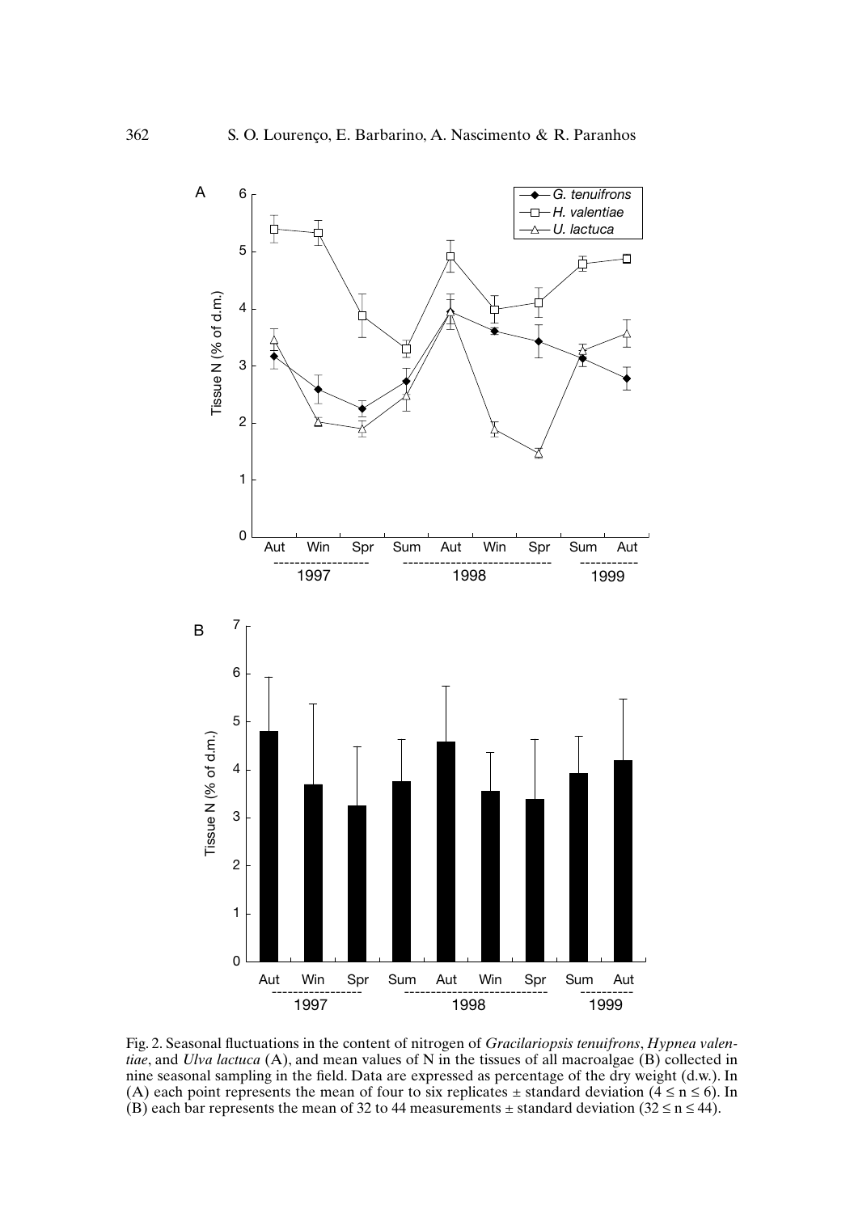Fig. 2. Seasonal fluctuations in the content of nitrogen of *Gracilariopsis tenuifrons*, *Hypnea valentiae*, and *Ulva lactuca* (A), and mean values of N in the tissues of all macroalgae (B) collected in nine seasonal sampling in the field. Data are expressed as percentage of the dry weight (d.w.). In (A) each point represents the mean of four to six replicates ± standard deviation ($4 \leq n \leq 6$). In (B) each bar represents the mean of 32 to 44 measurements ± standard deviation ($32 \leq n \leq 44$).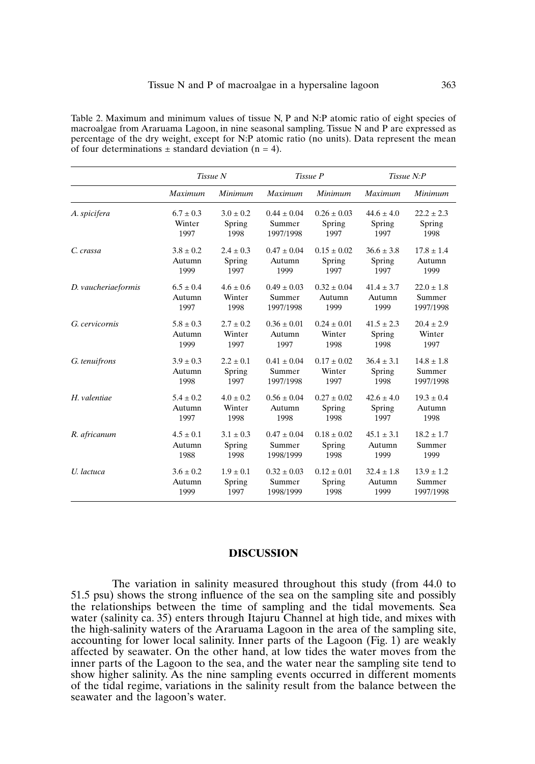Table 2. Maximum and minimum values of tissue N, P and N:P atomic ratio of eight species of macroalgae from Araruama Lagoon, in nine seasonal sampling. Tissue N and P are expressed as percentage of the dry weight, except for N:P atomic ratio (no units). Data represent the mean of four determinations ± standard deviation (n = 4).

| | *Tissue N* | | *Tissue P* | | *Tissue N:P* | |
|---|---|---|---|---|---|---|
| | *Maximum* | *Minimum* | *Maximum* | *Minimum* | *Maximum* | *Minimum* |
| *A. spicifera* | 6.7 ± 0.3 Winter 1997 | 3.0 ± 0.2 Spring 1998 | 0.44 ± 0.04 Summer 1997/1998 | 0.26 ± 0.03 Spring 1997 | 44.6 ± 4.0 Spring 1997 | 22.2 ± 2.3 Spring 1998 |
| *C. crassa* | 3.8 ± 0.2 Autumn 1999 | 2.4 ± 0.3 Spring 1997 | 0.47 ± 0.04 Autumn 1999 | 0.15 ± 0.02 Spring 1997 | 36.6 ± 3.8 Spring 1997 | 17.8 ± 1.4 Autumn 1999 |
| *D. vaucheriaeformis* | 6.5 ± 0.4 Autumn 1997 | 4.6 ± 0.6 Winter 1998 | 0.49 ± 0.03 Summer 1997/1998 | 0.32 ± 0.04 Autumn 1999 | 41.4 ± 3.7 Autumn 1999 | 22.0 ± 1.8 Summer 1997/1998 |
| *G. cervicornis* | 5.8 ± 0.3 Autumn 1999 | 2.7 ± 0.2 Winter 1997 | 0.36 ± 0.01 Autumn 1997 | 0.24 ± 0.01 Winter 1998 | 41.5 ± 2.3 Spring 1998 | 20.4 ± 2.9 Winter 1997 |
| *G. tenuifrons* | 3.9 ± 0.3 Autumn 1998 | 2.2 ± 0.1 Spring 1997 | 0.41 ± 0.04 Summer 1997/1998 | 0.17 ± 0.02 Winter 1997 | 36.4 ± 3.1 Spring 1998 | 14.8 ± 1.8 Summer 1997/1998 |
| *H. valentiae* | 5.4 ± 0.2 Autumn 1997 | 4.0 ± 0.2 Winter 1998 | 0.56 ± 0.04 Autumn 1998 | 0.27 ± 0.02 Spring 1998 | 42.6 ± 4.0 Spring 1997 | 19.3 ± 0.4 Autumn 1998 |
| *R. africanum* | 4.5 ± 0.1 Autumn 1988 | 3.1 ± 0.3 Spring 1998 | 0.47 ± 0.04 Summer 1998/1999 | 0.18 ± 0.02 Spring 1998 | 45.1 ± 3.1 Autumn 1999 | 18.2 ± 1.7 Summer 1999 |
| *U. lactuca* | 3.6 ± 0.2 Autumn 1999 | 1.9 ± 0.1 Spring 1997 | 0.32 ± 0.03 Summer 1998/1999 | 0.12 ± 0.01 Spring 1998 | 32.4 ± 1.8 Autumn 1999 | 13.9 ± 1.2 Summer 1997/1998 |

## DISCUSSION

The variation in salinity measured throughout this study (from 44.0 to 51.5 psu) shows the strong influence of the sea on the sampling site and possibly the relationships between the time of sampling and the tidal movements. Sea water (salinity ca. 35) enters through Itajuru Channel at high tide, and mixes with the high-salinity waters of the Araruama Lagoon in the area of the sampling site, accounting for lower local salinity. Inner parts of the Lagoon (Fig. 1) are weakly affected by seawater. On the other hand, at low tides the water moves from the inner parts of the Lagoon to the sea, and the water near the sampling site tend to show higher salinity. As the nine sampling events occurred in different moments of the tidal regime, variations in the salinity result from the balance between the seawater and the lagoon's water.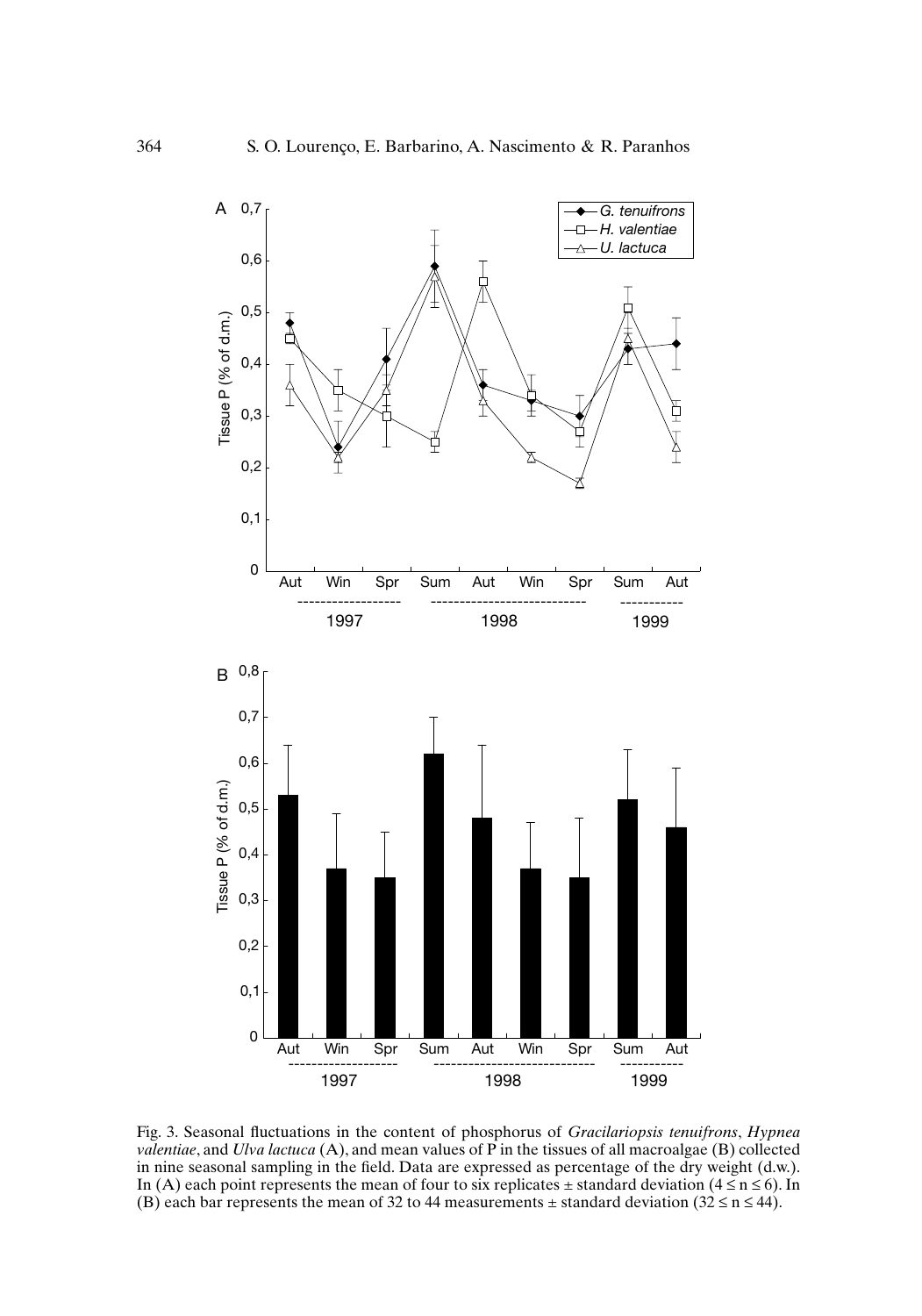Fig. 3. Seasonal fluctuations in the content of phosphorus of *Gracilariopsis tenuifrons*, *Hypnea valentiae*, and *Ulva lactuca* (A), and mean values of P in the tissues of all macroalgae (B) collected in nine seasonal sampling in the field. Data are expressed as percentage of the dry weight (d.w.). In (A) each point represents the mean of four to six replicates ± standard deviation ($4 \leq n \leq 6$). In (B) each bar represents the mean of 32 to 44 measurements ± standard deviation ($32 \leq n \leq 44$).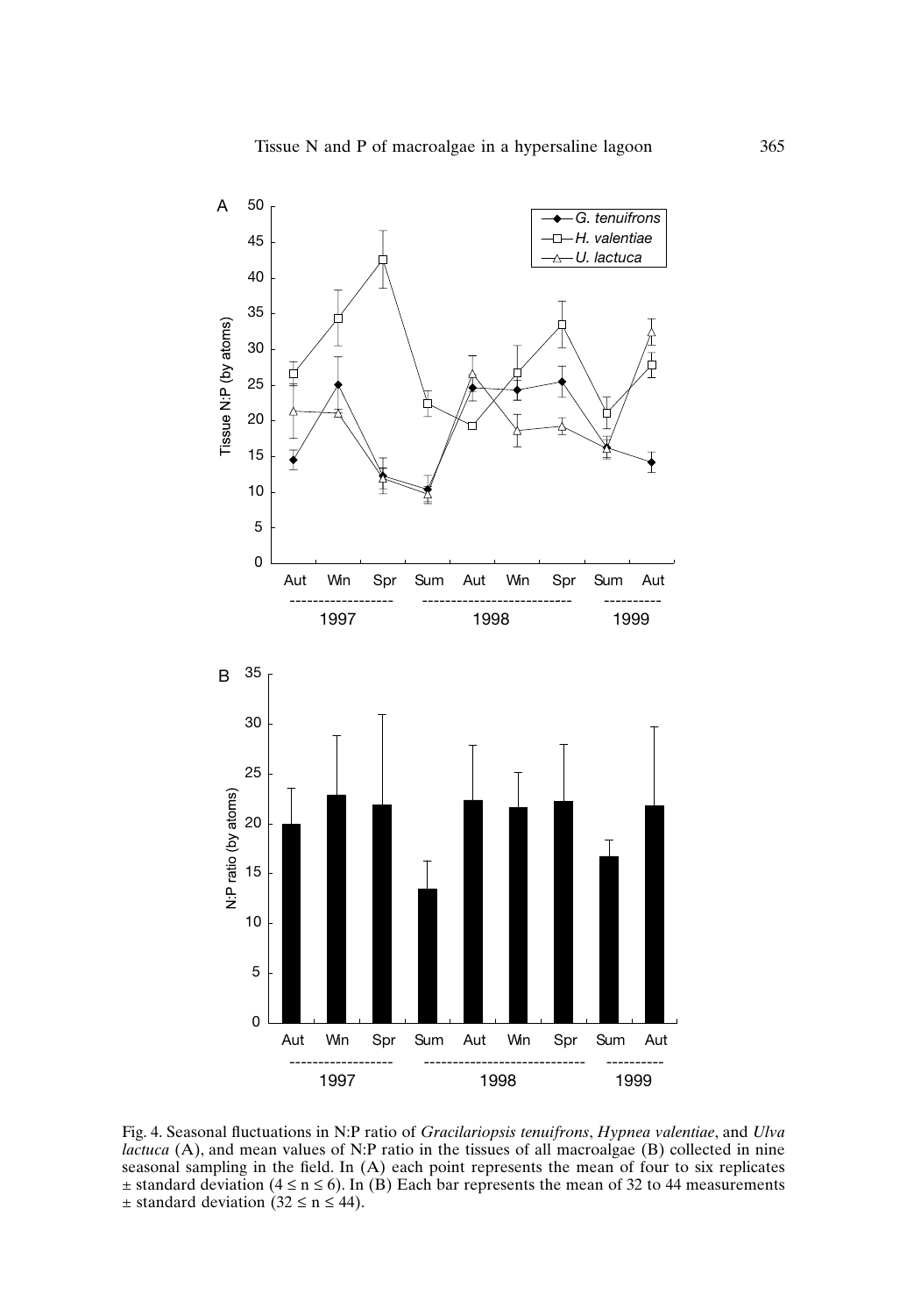Fig. 4. Seasonal fluctuations in N:P ratio of *Gracilariopsis tenuifrons*, *Hypnea valentiae*, and *Ulva lactuca* (A), and mean values of N:P ratio in the tissues of all macroalgae (B) collected in nine seasonal sampling in the field. In (A) each point represents the mean of four to six replicates ± standard deviation ($4 \le n \le 6$). In (B) Each bar represents the mean of 32 to 44 measurements ± standard deviation ($32 \le n \le 44$).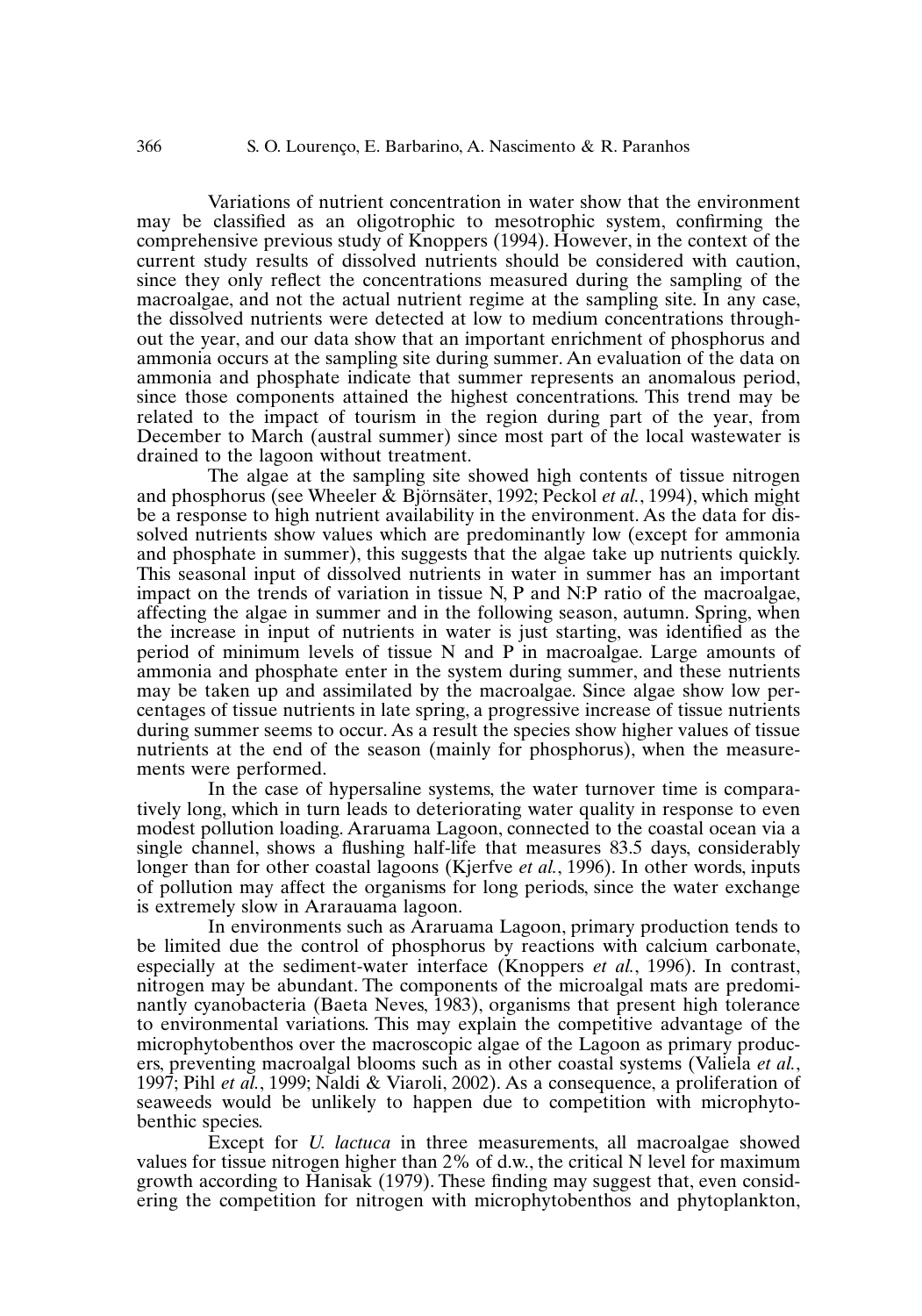Variations of nutrient concentration in water show that the environment may be classified as an oligotrophic to mesotrophic system, confirming the comprehensive previous study of Knoppers (1994). However, in the context of the current study results of dissolved nutrients should be considered with caution, since they only reflect the concentrations measured during the sampling of the macroalgae, and not the actual nutrient regime at the sampling site. In any case, the dissolved nutrients were detected at low to medium concentrations throughout the year, and our data show that an important enrichment of phosphorus and ammonia occurs at the sampling site during summer. An evaluation of the data on ammonia and phosphate indicate that summer represents an anomalous period, since those components attained the highest concentrations. This trend may be related to the impact of tourism in the region during part of the year, from December to March (austral summer) since most part of the local wastewater is drained to the lagoon without treatment.

The algae at the sampling site showed high contents of tissue nitrogen and phosphorus (see Wheeler & Björnsäter, 1992; Peckol *et al.*, 1994), which might be a response to high nutrient availability in the environment. As the data for dissolved nutrients show values which are predominantly low (except for ammonia and phosphate in summer), this suggests that the algae take up nutrients quickly. This seasonal input of dissolved nutrients in water in summer has an important impact on the trends of variation in tissue N, P and N:P ratio of the macroalgae, affecting the algae in summer and in the following season, autumn. Spring, when the increase in input of nutrients in water is just starting, was identified as the period of minimum levels of tissue N and P in macroalgae. Large amounts of ammonia and phosphate enter in the system during summer, and these nutrients may be taken up and assimilated by the macroalgae. Since algae show low percentages of tissue nutrients in late spring, a progressive increase of tissue nutrients during summer seems to occur. As a result the species show higher values of tissue nutrients at the end of the season (mainly for phosphorus), when the measurements were performed.

In the case of hypersaline systems, the water turnover time is comparatively long, which in turn leads to deteriorating water quality in response to even modest pollution loading. Araruama Lagoon, connected to the coastal ocean via a single channel, shows a flushing half-life that measures 83.5 days, considerably longer than for other coastal lagoons (Kjerfve *et al.*, 1996). In other words, inputs of pollution may affect the organisms for long periods, since the water exchange is extremely slow in Ararauama lagoon.

In environments such as Araruama Lagoon, primary production tends to be limited due the control of phosphorus by reactions with calcium carbonate, especially at the sediment-water interface (Knoppers *et al.*, 1996). In contrast, nitrogen may be abundant. The components of the microalgal mats are predominantly cyanobacteria (Baeta Neves, 1983), organisms that present high tolerance to environmental variations. This may explain the competitive advantage of the microphytobenthos over the macroscopic algae of the Lagoon as primary producers, preventing macroalgal blooms such as in other coastal systems (Valiela *et al.*, 1997; Pihl *et al.*, 1999; Naldi & Viaroli, 2002). As a consequence, a proliferation of seaweeds would be unlikely to happen due to competition with microphytobenthic species.

Except for *U. lactuca* in three measurements, all macroalgae showed values for tissue nitrogen higher than 2% of d.w., the critical N level for maximum growth according to Hanisak (1979). These finding may suggest that, even considering the competition for nitrogen with microphytobenthos and phytoplankton,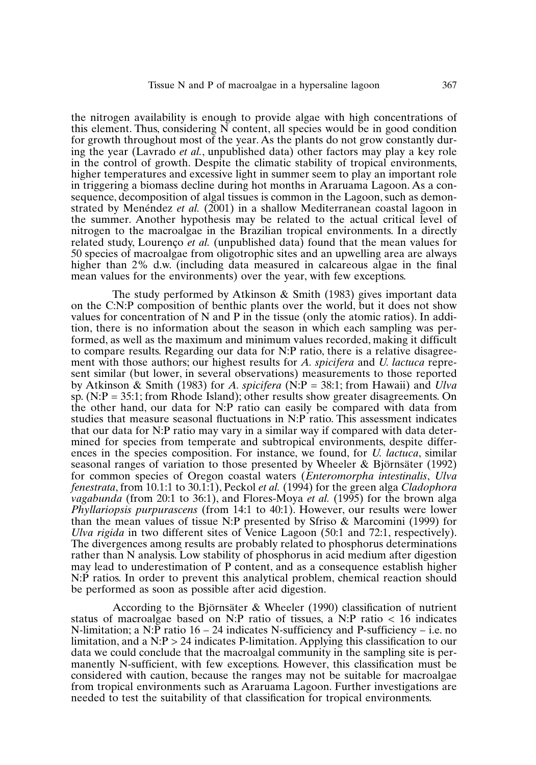the nitrogen availability is enough to provide algae with high concentrations of this element. Thus, considering N content, all species would be in good condition for growth throughout most of the year. As the plants do not grow constantly during the year (Lavrado *et al.*, unpublished data) other factors may play a key role in the control of growth. Despite the climatic stability of tropical environments, higher temperatures and excessive light in summer seem to play an important role in triggering a biomass decline during hot months in Araruama Lagoon. As a consequence, decomposition of algal tissues is common in the Lagoon, such as demonstrated by Menéndez *et al.* (2001) in a shallow Mediterranean coastal lagoon in the summer. Another hypothesis may be related to the actual critical level of nitrogen to the macroalgae in the Brazilian tropical environments. In a directly related study, Lourenço *et al.* (unpublished data) found that the mean values for 50 species of macroalgae from oligotrophic sites and an upwelling area are always higher than 2% d.w. (including data measured in calcareous algae in the final mean values for the environments) over the year, with few exceptions.

The study performed by Atkinson & Smith (1983) gives important data on the C:N:P composition of benthic plants over the world, but it does not show values for concentration of N and P in the tissue (only the atomic ratios). In addition, there is no information about the season in which each sampling was performed, as well as the maximum and minimum values recorded, making it difficult to compare results. Regarding our data for N:P ratio, there is a relative disagreement with those authors; our highest results for *A. spicifera* and *U. lactuca* represent similar (but lower, in several observations) measurements to those reported by Atkinson & Smith (1983) for *A. spicifera* (N:P = 38:1; from Hawaii) and *Ulva* sp. (N:P = 35:1; from Rhode Island); other results show greater disagreements. On the other hand, our data for N:P ratio can easily be compared with data from studies that measure seasonal fluctuations in N:P ratio. This assessment indicates that our data for N:P ratio may vary in a similar way if compared with data determined for species from temperate and subtropical environments, despite differences in the species composition. For instance, we found, for *U. lactuca*, similar seasonal ranges of variation to those presented by Wheeler & Björnsäter (1992) for common species of Oregon coastal waters (*Enteromorpha intestinalis*, *Ulva fenestrata*, from 10.1:1 to 30.1:1), Peckol *et al.* (1994) for the green alga *Cladophora vagabunda* (from 20:1 to 36:1), and Flores-Moya *et al.* (1995) for the brown alga *Phyllariopsis purpurascens* (from 14:1 to 40:1). However, our results were lower than the mean values of tissue N:P presented by Sfriso & Marcomini (1999) for *Ulva rigida* in two different sites of Venice Lagoon (50:1 and 72:1, respectively). The divergences among results are probably related to phosphorus determinations rather than N analysis. Low stability of phosphorus in acid medium after digestion may lead to underestimation of P content, and as a consequence establish higher N:P ratios. In order to prevent this analytical problem, chemical reaction should be performed as soon as possible after acid digestion.

According to the Björnsäter & Wheeler (1990) classification of nutrient status of macroalgae based on N:P ratio of tissues, a N:P ratio < 16 indicates N-limitation; a N:P ratio 16 – 24 indicates N-sufficiency and P-sufficiency – i.e. no limitation, and a N:P > 24 indicates P-limitation. Applying this classification to our data we could conclude that the macroalgal community in the sampling site is permanently N-sufficient, with few exceptions. However, this classification must be considered with caution, because the ranges may not be suitable for macroalgae from tropical environments such as Araruama Lagoon. Further investigations are needed to test the suitability of that classification for tropical environments.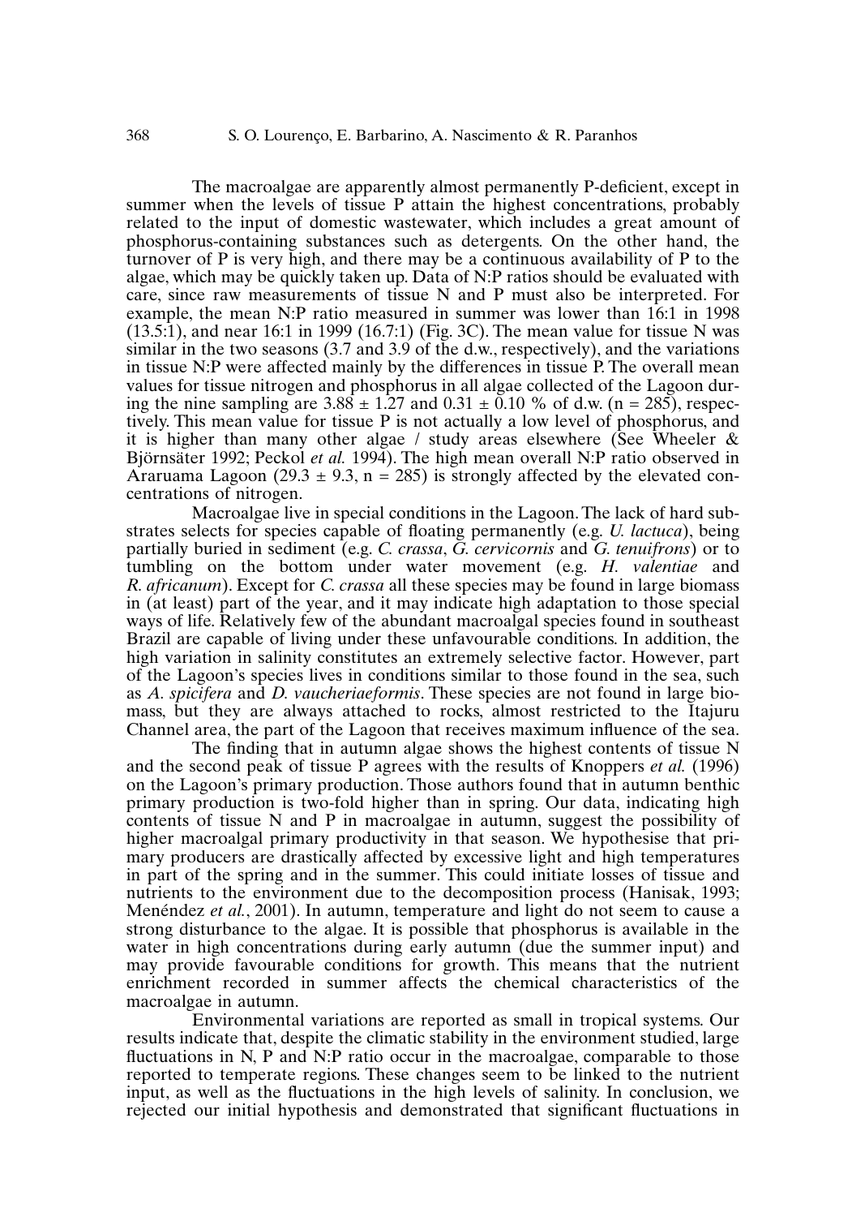The macroalgae are apparently almost permanently P-deficient, except in summer when the levels of tissue P attain the highest concentrations, probably related to the input of domestic wastewater, which includes a great amount of phosphorus-containing substances such as detergents. On the other hand, the turnover of P is very high, and there may be a continuous availability of P to the algae, which may be quickly taken up. Data of N:P ratios should be evaluated with care, since raw measurements of tissue N and P must also be interpreted. For example, the mean N:P ratio measured in summer was lower than 16:1 in 1998 (13.5:1), and near 16:1 in 1999 (16.7:1) (Fig. 3C). The mean value for tissue N was similar in the two seasons (3.7 and 3.9 of the d.w., respectively), and the variations in tissue N:P were affected mainly by the differences in tissue P. The overall mean values for tissue nitrogen and phosphorus in all algae collected of the Lagoon during the nine sampling are $3.88 \pm 1.27$ and $0.31 \pm 0.10$ % of d.w. ($n = 285$), respectively. This mean value for tissue P is not actually a low level of phosphorus, and it is higher than many other algae / study areas elsewhere (See Wheeler & Björnsäter 1992; Peckol *et al.* 1994). The high mean overall N:P ratio observed in Araruama Lagoon ($29.3 \pm 9.3$, $n = 285$) is strongly affected by the elevated concentrations of nitrogen.

Macroalgae live in special conditions in the Lagoon. The lack of hard substrates selects for species capable of floating permanently (e.g. *U. lactuca*), being partially buried in sediment (e.g. *C. crassa*, *G. cervicornis* and *G. tenuifrons*) or to tumbling on the bottom under water movement (e.g. *H. valentiae* and *R. africanum*). Except for *C. crassa* all these species may be found in large biomass in (at least) part of the year, and it may indicate high adaptation to those special ways of life. Relatively few of the abundant macroalgal species found in southeast Brazil are capable of living under these unfavourable conditions. In addition, the high variation in salinity constitutes an extremely selective factor. However, part of the Lagoon's species lives in conditions similar to those found in the sea, such as *A. spicifera* and *D. vaucheriaeformis*. These species are not found in large biomass, but they are always attached to rocks, almost restricted to the Itajuru Channel area, the part of the Lagoon that receives maximum influence of the sea.

The finding that in autumn algae shows the highest contents of tissue N and the second peak of tissue P agrees with the results of Knoppers *et al.* (1996) on the Lagoon's primary production. Those authors found that in autumn benthic primary production is two-fold higher than in spring. Our data, indicating high contents of tissue N and P in macroalgae in autumn, suggest the possibility of higher macroalgal primary productivity in that season. We hypothesise that primary producers are drastically affected by excessive light and high temperatures in part of the spring and in the summer. This could initiate losses of tissue and nutrients to the environment due to the decomposition process (Hanisak, 1993; Menéndez *et al.*, 2001). In autumn, temperature and light do not seem to cause a strong disturbance to the algae. It is possible that phosphorus is available in the water in high concentrations during early autumn (due the summer input) and may provide favourable conditions for growth. This means that the nutrient enrichment recorded in summer affects the chemical characteristics of the macroalgae in autumn.

Environmental variations are reported as small in tropical systems. Our results indicate that, despite the climatic stability in the environment studied, large fluctuations in N, P and N:P ratio occur in the macroalgae, comparable to those reported to temperate regions. These changes seem to be linked to the nutrient input, as well as the fluctuations in the high levels of salinity. In conclusion, we rejected our initial hypothesis and demonstrated that significant fluctuations in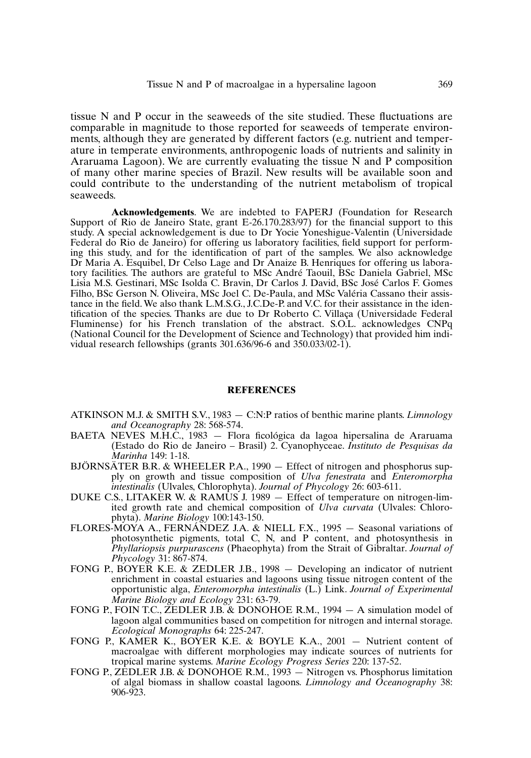tissue N and P occur in the seaweeds of the site studied. These fluctuations are comparable in magnitude to those reported for seaweeds of temperate environments, although they are generated by different factors (e.g. nutrient and temperature in temperate environments, anthropogenic loads of nutrients and salinity in Araruama Lagoon). We are currently evaluating the tissue N and P composition of many other marine species of Brazil. New results will be available soon and could contribute to the understanding of the nutrient metabolism of tropical seaweeds.

**Acknowledgements**. We are indebted to FAPERJ (Foundation for Research Support of Rio de Janeiro State, grant E-26.170.283/97) for the financial support to this study. A special acknowledgement is due to Dr Yocie Yoneshigue-Valentin (Universidade Federal do Rio de Janeiro) for offering us laboratory facilities, field support for performing this study, and for the identification of part of the samples. We also acknowledge Dr Maria A. Esquibel, Dr Celso Lage and Dr Anaize B. Henriques for offering us laboratory facilities. The authors are grateful to MSc André Taouil, BSc Daniela Gabriel, MSc Lisia M.S. Gestinari, MSc Isolda C. Bravin, Dr Carlos J. David, BSc José Carlos F. Gomes Filho, BSc Gerson N. Oliveira, MSc Joel C. De-Paula, and MSc Valéria Cassano their assistance in the field. We also thank L.M.S.G., J.C.De-P. and V.C. for their assistance in the identification of the species. Thanks are due to Dr Roberto C. Villaça (Universidade Federal Fluminense) for his French translation of the abstract. S.O.L. acknowledges CNPq (National Council for the Development of Science and Technology) that provided him individual research fellowships (grants 301.636/96-6 and 350.033/02-1).

## REFERENCES

ATKINSON M.J. & SMITH S.V., 1983 — C:N:P ratios of benthic marine plants. *Limnology and Oceanography* 28: 568-574.

BAETA NEVES M.H.C., 1983 — Flora ficológica da lagoa hipersalina de Araruama (Estado do Rio de Janeiro – Brasil) 2. Cyanophyceae. *Instituto de Pesquisas da Marinha* 149: 1-18.

BJÖRNSÄTER B.R. & WHEELER P.A., 1990 — Effect of nitrogen and phosphorus supply on growth and tissue composition of *Ulva fenestrata* and *Enteromorpha intestinalis* (Ulvales, Chlorophyta). *Journal of Phycology* 26: 603-611.

DUKE C.S., LITAKER W. & RAMUS J. 1989 — Effect of temperature on nitrogen-limited growth rate and chemical composition of *Ulva curvata* (Ulvales: Chlorophyta). *Marine Biology* 100:143-150.

FLORES-MOYA A., FERNÁNDEZ J.A. & NIELL F.X., 1995 — Seasonal variations of photosynthetic pigments, total C, N, and P content, and photosynthesis in *Phyllariopsis purpurascens* (Phaeophyta) from the Strait of Gibraltar. *Journal of Phycology* 31: 867-874.

FONG P., BOYER K.E. & ZEDLER J.B., 1998 — Developing an indicator of nutrient enrichment in coastal estuaries and lagoons using tissue nitrogen content of the opportunistic alga, *Enteromorpha intestinalis* (L.) Link. *Journal of Experimental Marine Biology and Ecology* 231: 63-79.

FONG P., FOIN T.C., ZEDLER J.B. & DONOHOE R.M., 1994 — A simulation model of lagoon algal communities based on competition for nitrogen and internal storage. *Ecological Monographs* 64: 225-247.

FONG P., KAMER K., BOYER K.E. & BOYLE K.A., 2001 — Nutrient content of macroalgae with different morphologies may indicate sources of nutrients for tropical marine systems. *Marine Ecology Progress Series* 220: 137-52.

FONG P., ZEDLER J.B. & DONOHOE R.M., 1993 — Nitrogen vs. Phosphorus limitation of algal biomass in shallow coastal lagoons. *Limnology and Oceanography* 38: 906-923.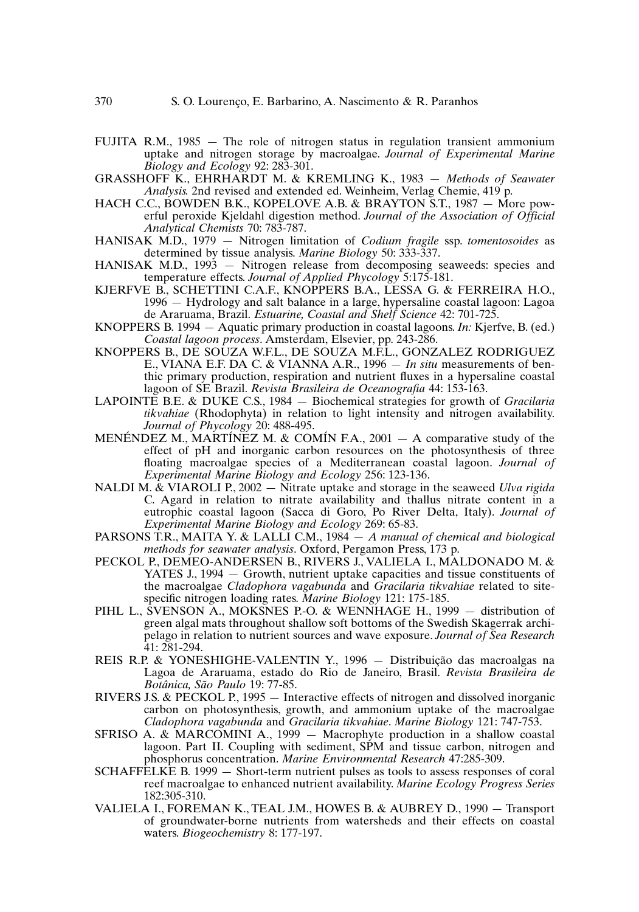FUJITA R.M., 1985 — The role of nitrogen status in regulation transient ammonium uptake and nitrogen storage by macroalgae. *Journal of Experimental Marine Biology and Ecology* 92: 283-301.

GRASSHOFF K., EHRHARDT M. & KREMLING K., 1983 — *Methods of Seawater Analysis.* 2nd revised and extended ed. Weinheim, Verlag Chemie, 419 p.

HACH C.C., BOWDEN B.K., KOPELOVE A.B. & BRAYTON S.T., 1987 — More powerful peroxide Kjeldahl digestion method. *Journal of the Association of Official Analytical Chemists* 70: 783-787.

HANISAK M.D., 1979 — Nitrogen limitation of *Codium fragile* ssp. *tomentosoides* as determined by tissue analysis. *Marine Biology* 50: 333-337.

HANISAK M.D., 1993 — Nitrogen release from decomposing seaweeds: species and temperature effects. *Journal of Applied Phycology* 5:175-181.

KJERFVE B., SCHETTINI C.A.F., KNOPPERS B.A., LESSA G. & FERREIRA H.O., 1996 — Hydrology and salt balance in a large, hypersaline coastal lagoon: Lagoa de Araruama, Brazil. *Estuarine, Coastal and Shelf Science* 42: 701-725.

KNOPPERS B. 1994 — Aquatic primary production in coastal lagoons. *In:* Kjerfve, B. (ed.) *Coastal lagoon process*. Amsterdam, Elsevier, pp. 243-286.

KNOPPERS B., DE SOUZA W.F.L., DE SOUZA M.F.L., GONZALEZ RODRIGUEZ E., VIANA E.F. DA C. & VIANNA A.R., 1996 — *In situ* measurements of benthic primary production, respiration and nutrient fluxes in a hypersaline coastal lagoon of SE Brazil. *Revista Brasileira de Oceanografia* 44: 153-163.

LAPOINTE B.E. & DUKE C.S., 1984 — Biochemical strategies for growth of *Gracilaria tikvahiae* (Rhodophyta) in relation to light intensity and nitrogen availability. *Journal of Phycology* 20: 488-495.

MENÉNDEZ M., MARTÍNEZ M. & COMÍN F.A., 2001 — A comparative study of the effect of pH and inorganic carbon resources on the photosynthesis of three floating macroalgae species of a Mediterranean coastal lagoon. *Journal of Experimental Marine Biology and Ecology* 256: 123-136.

NALDI M. & VIAROLI P., 2002 — Nitrate uptake and storage in the seaweed *Ulva rigida* C. Agard in relation to nitrate availability and thallus nitrate content in a eutrophic coastal lagoon (Sacca di Goro, Po River Delta, Italy). *Journal of Experimental Marine Biology and Ecology* 269: 65-83.

PARSONS T.R., MAITA Y. & LALLI C.M., 1984 — *A manual of chemical and biological methods for seawater analysis*. Oxford, Pergamon Press, 173 p.

PECKOL P., DEMEO-ANDERSEN B., RIVERS J., VALIELA I., MALDONADO M. & YATES J., 1994 — Growth, nutrient uptake capacities and tissue constituents of the macroalgae *Cladophora vagabunda* and *Gracilaria tikvahiae* related to site-specific nitrogen loading rates. *Marine Biology* 121: 175-185.

PIHL L., SVENSON A., MOKSNES P.-O. & WENNHAGE H., 1999 — distribution of green algal mats throughout shallow soft bottoms of the Swedish Skagerrak archipelago in relation to nutrient sources and wave exposure. *Journal of Sea Research* 41: 281-294.

REIS R.P. & YONESHIGHE-VALENTIN Y., 1996 — Distribuição das macroalgas na Lagoa de Araruama, estado do Rio de Janeiro, Brasil. *Revista Brasileira de Botânica, São Paulo* 19: 77-85.

RIVERS J.S. & PECKOL P., 1995 — Interactive effects of nitrogen and dissolved inorganic carbon on photosynthesis, growth, and ammonium uptake of the macroalgae *Cladophora vagabunda* and *Gracilaria tikvahiae*. *Marine Biology* 121: 747-753.

SFRISO A. & MARCOMINI A., 1999 — Macrophyte production in a shallow coastal lagoon. Part II. Coupling with sediment, SPM and tissue carbon, nitrogen and phosphorus concentration. *Marine Environmental Research* 47:285-309.

SCHAFFELKE B. 1999 — Short-term nutrient pulses as tools to assess responses of coral reef macroalgae to enhanced nutrient availability. *Marine Ecology Progress Series* 182:305-310.

VALIELA I., FOREMAN K., TEAL J.M., HOWES B. & AUBREY D., 1990 — Transport of groundwater-borne nutrients from watersheds and their effects on coastal waters. *Biogeochemistry* 8: 177-197.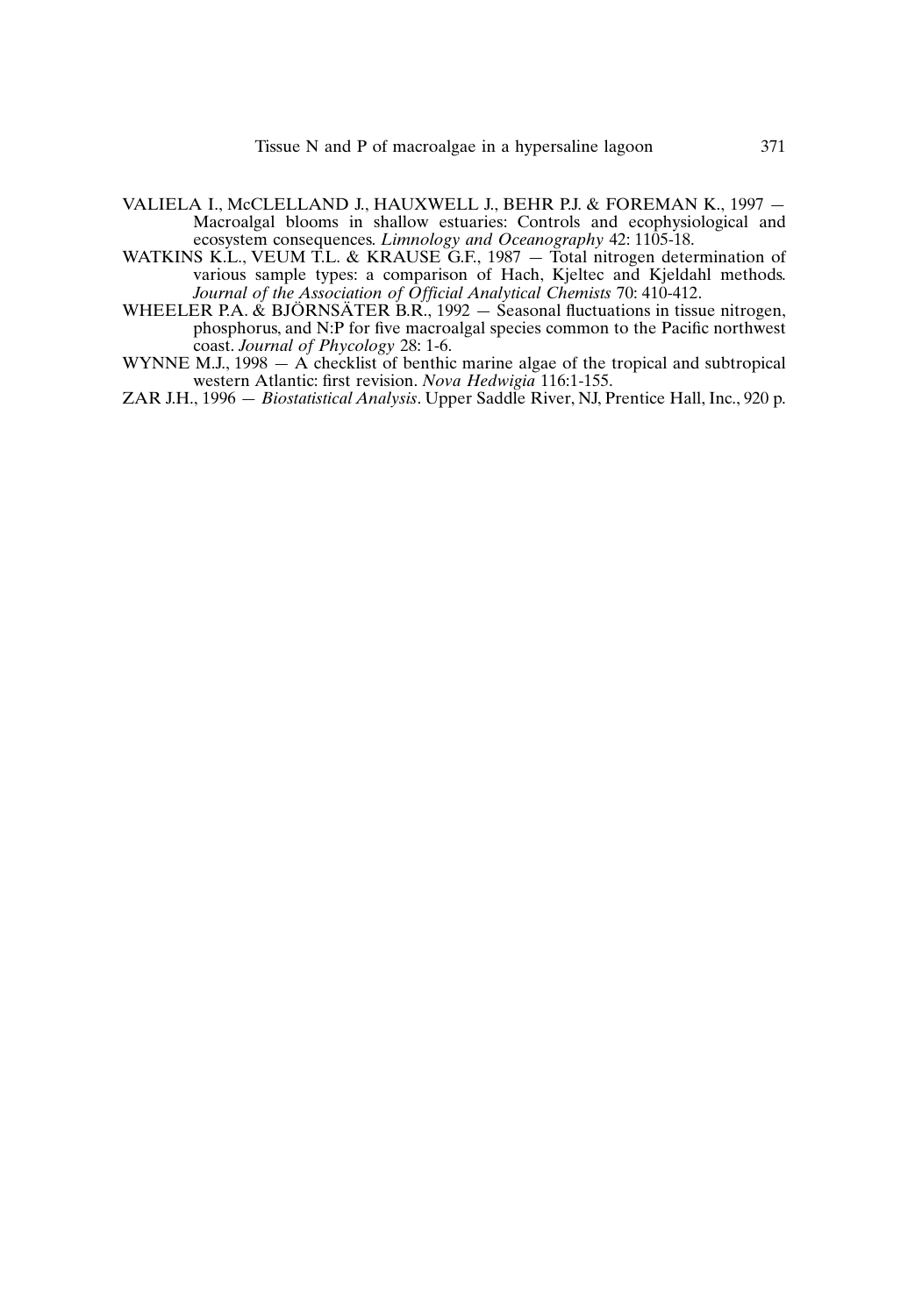VALIELA I., McCLELLAND J., HAUXWELL J., BEHR P.J. & FOREMAN K., 1997 — Macroalgal blooms in shallow estuaries: Controls and ecophysiological and ecosystem consequences. *Limnology and Oceanography* 42: 1105-18.

WATKINS K.L., VEUM T.L. & KRAUSE G.F., 1987 — Total nitrogen determination of various sample types: a comparison of Hach, Kjeltec and Kjeldahl methods. *Journal of the Association of Official Analytical Chemists* 70: 410-412.

WHEELER P.A. & BJÖRNSÄTER B.R., 1992 — Seasonal fluctuations in tissue nitrogen, phosphorus, and N:P for five macroalgal species common to the Pacific northwest coast. *Journal of Phycology* 28: 1-6.

WYNNE M.J., 1998 — A checklist of benthic marine algae of the tropical and subtropical western Atlantic: first revision. *Nova Hedwigia* 116:1-155.

ZAR J.H., 1996 — *Biostatistical Analysis*. Upper Saddle River, NJ, Prentice Hall, Inc., 920 p.